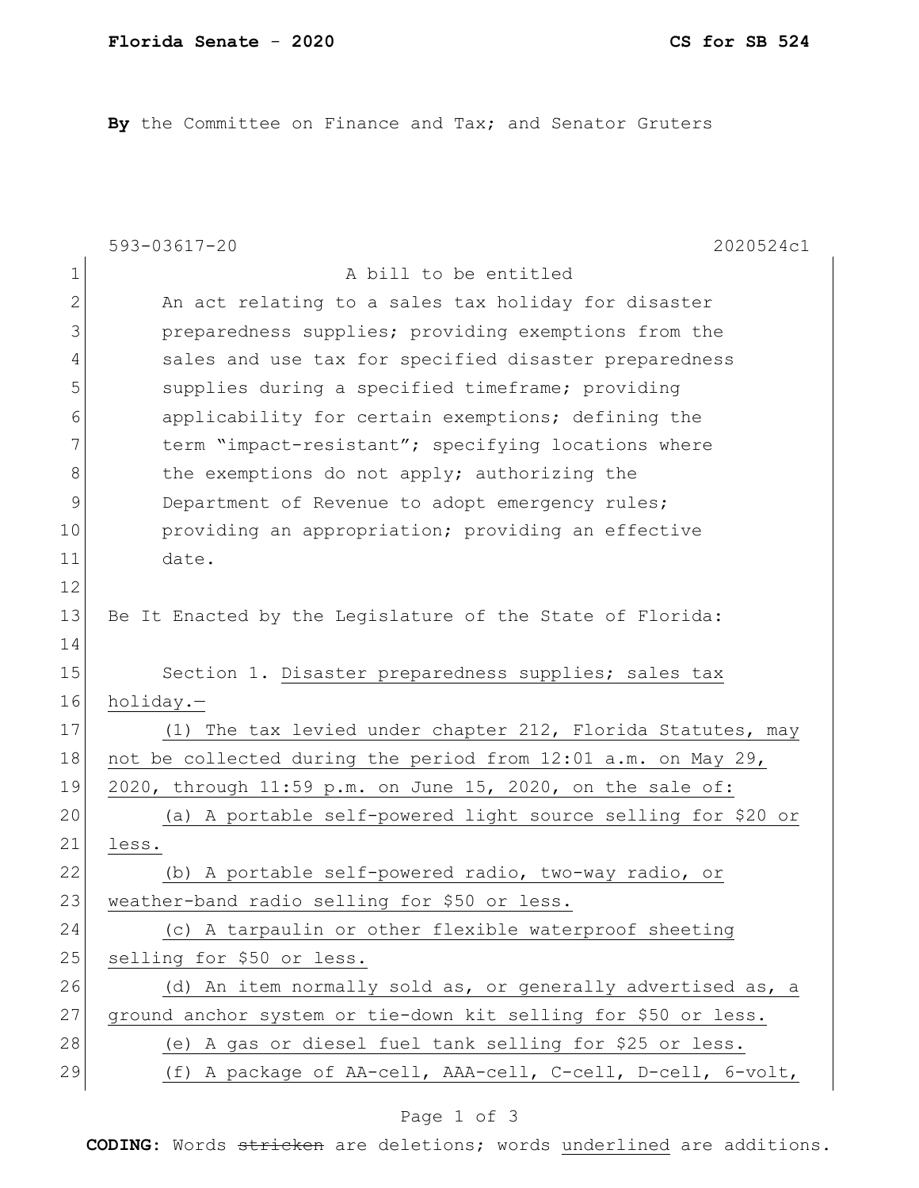**Florida Senate - 2020** **CS for SB 524**

**By** the Committee on Finance and Tax; and Senator Gruters

593-03617-20 2020524c1

A bill to be entitled

An act relating to a sales tax holiday for disaster preparedness supplies; providing exemptions from the sales and use tax for specified disaster preparedness supplies during a specified timeframe; providing applicability for certain exemptions; defining the term "impact-resistant"; specifying locations where the exemptions do not apply; authorizing the Department of Revenue to adopt emergency rules; providing an appropriation; providing an effective date.

Be It Enacted by the Legislature of the State of Florida:

Section 1. Disaster preparedness supplies; sales tax holiday.—

(1) The tax levied under chapter 212, Florida Statutes, may not be collected during the period from 12:01 a.m. on May 29, 2020, through 11:59 p.m. on June 15, 2020, on the sale of:

(a) A portable self-powered light source selling for $20 or less.

(b) A portable self-powered radio, two-way radio, or weather-band radio selling for $50 or less.

(c) A tarpaulin or other flexible waterproof sheeting selling for $50 or less.

(d) An item normally sold as, or generally advertised as, a ground anchor system or tie-down kit selling for $50 or less.

(e) A gas or diesel fuel tank selling for $25 or less.

(f) A package of AA-cell, AAA-cell, C-cell, D-cell, 6-volt,

**CODING:** Words ~~stricken~~ are deletions; words underlined are additions.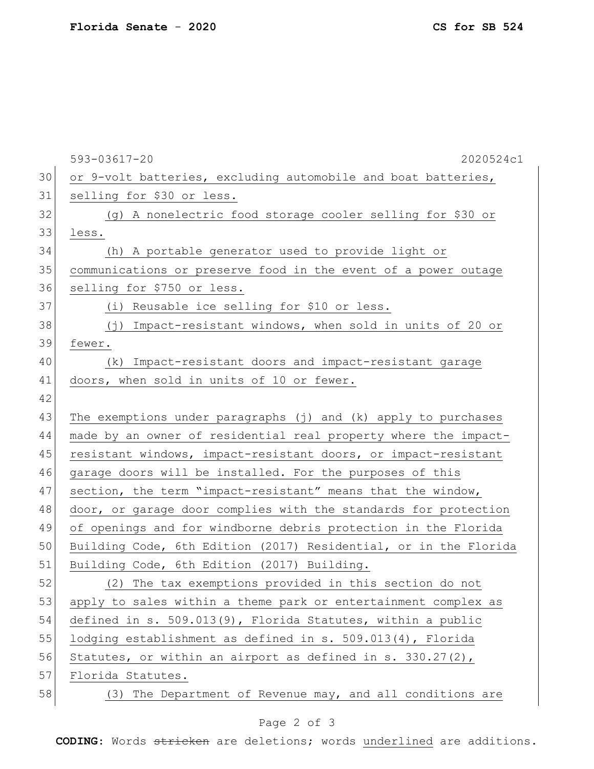or 9-volt batteries, excluding automobile and boat batteries, selling for $30 or less.

(g) A nonelectric food storage cooler selling for $30 or less.

(h) A portable generator used to provide light or communications or preserve food in the event of a power outage selling for $750 or less.

(i) Reusable ice selling for $10 or less.

(j) Impact-resistant windows, when sold in units of 20 or fewer.

(k) Impact-resistant doors and impact-resistant garage doors, when sold in units of 10 or fewer.

The exemptions under paragraphs (j) and (k) apply to purchases made by an owner of residential real property where the impact-resistant windows, impact-resistant doors, or impact-resistant garage doors will be installed. For the purposes of this section, the term "impact-resistant" means that the window, door, or garage door complies with the standards for protection of openings and for windborne debris protection in the Florida Building Code, 6th Edition (2017) Residential, or in the Florida Building Code, 6th Edition (2017) Building.

(2) The tax exemptions provided in this section do not apply to sales within a theme park or entertainment complex as defined in s. 509.013(9), Florida Statutes, within a public lodging establishment as defined in s. 509.013(4), Florida Statutes, or within an airport as defined in s. 330.27(2), Florida Statutes.

(3) The Department of Revenue may, and all conditions are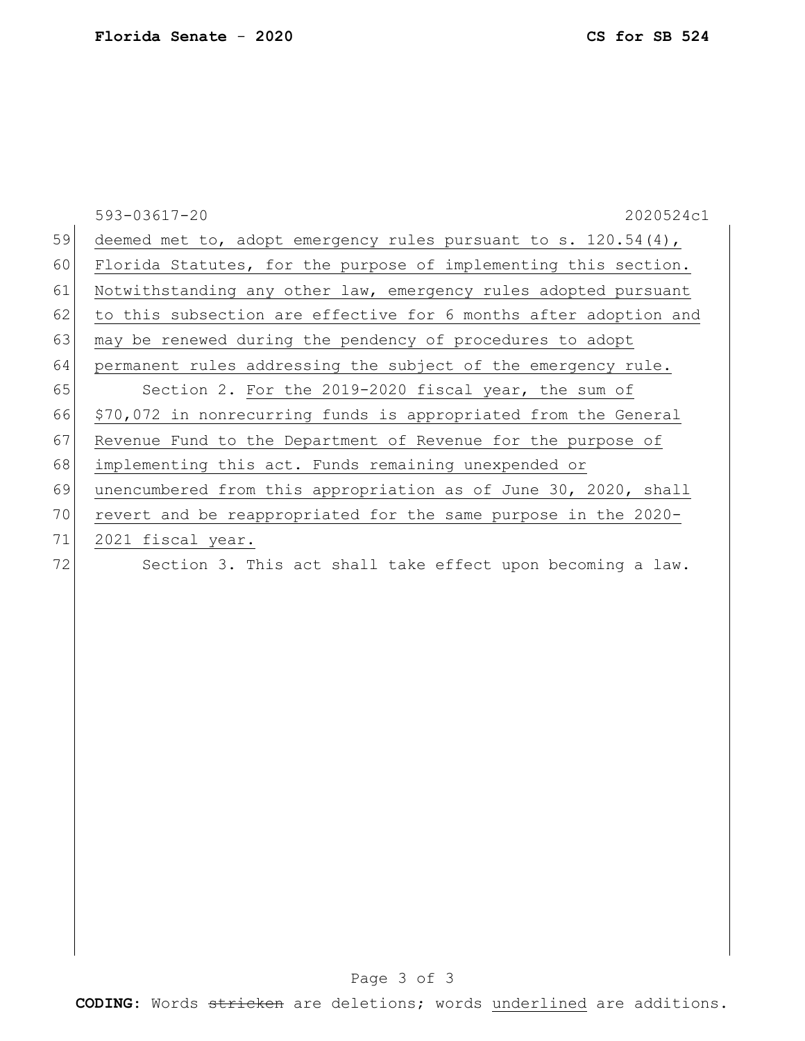593-03617-20 2020524c1

59 deemed met to, adopt emergency rules pursuant to s. 120.54(4),
60 Florida Statutes, for the purpose of implementing this section.
61 Notwithstanding any other law, emergency rules adopted pursuant
62 to this subsection are effective for 6 months after adoption and
63 may be renewed during the pendency of procedures to adopt
64 permanent rules addressing the subject of the emergency rule.
65 Section 2. For the 2019-2020 fiscal year, the sum of
66 $70,072 in nonrecurring funds is appropriated from the General
67 Revenue Fund to the Department of Revenue for the purpose of
68 implementing this act. Funds remaining unexpended or
69 unencumbered from this appropriation as of June 30, 2020, shall
70 revert and be reappropriated for the same purpose in the 2020-
71 2021 fiscal year.
72 Section 3. This act shall take effect upon becoming a law.

**CODING:** Words ~~stricken~~ are deletions; words <u>underlined</u> are additions.